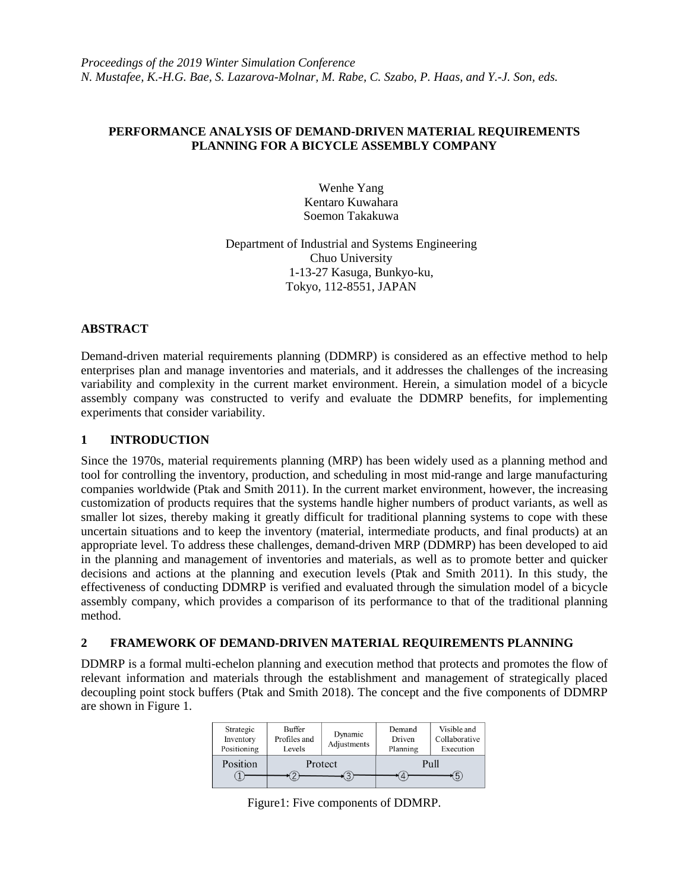*Proceedings of the 2019 Winter Simulation Conference*
*N. Mustafee, K.-H.G. Bae, S. Lazarova-Molnar, M. Rabe, C. Szabo, P. Haas, and Y.-J. Son, eds.*

# PERFORMANCE ANALYSIS OF DEMAND-DRIVEN MATERIAL REQUIREMENTS PLANNING FOR A BICYCLE ASSEMBLY COMPANY

Wenhe Yang
Kentaro Kuwahara
Soemon Takakuwa

Department of Industrial and Systems Engineering
Chuo University
1-13-27 Kasuga, Bunkyo-ku,
Tokyo, 112-8551, JAPAN

## ABSTRACT

Demand-driven material requirements planning (DDMRP) is considered as an effective method to help enterprises plan and manage inventories and materials, and it addresses the challenges of the increasing variability and complexity in the current market environment. Herein, a simulation model of a bicycle assembly company was constructed to verify and evaluate the DDMRP benefits, for implementing experiments that consider variability.

## 1 INTRODUCTION

Since the 1970s, material requirements planning (MRP) has been widely used as a planning method and tool for controlling the inventory, production, and scheduling in most mid-range and large manufacturing companies worldwide (Ptak and Smith 2011). In the current market environment, however, the increasing customization of products requires that the systems handle higher numbers of product variants, as well as smaller lot sizes, thereby making it greatly difficult for traditional planning systems to cope with these uncertain situations and to keep the inventory (material, intermediate products, and final products) at an appropriate level. To address these challenges, demand-driven MRP (DDMRP) has been developed to aid in the planning and management of inventories and materials, as well as to promote better and quicker decisions and actions at the planning and execution levels (Ptak and Smith 2011). In this study, the effectiveness of conducting DDMRP is verified and evaluated through the simulation model of a bicycle assembly company, which provides a comparison of its performance to that of the traditional planning method.

## 2 FRAMEWORK OF DEMAND-DRIVEN MATERIAL REQUIREMENTS PLANNING

DDMRP is a formal multi-echelon planning and execution method that protects and promotes the flow of relevant information and materials through the establishment and management of strategically placed decoupling point stock buffers (Ptak and Smith 2018). The concept and the five components of DDMRP are shown in Figure 1.

| Strategic Inventory Positioning | Buffer Profiles and Levels | Dynamic Adjustments | Demand Driven Planning | Visible and Collaborative Execution |
|---|---|---|---|---|
| Position ① | Protect ② | ③ | Pull ④ | ⑤ |

Figure1: Five components of DDMRP.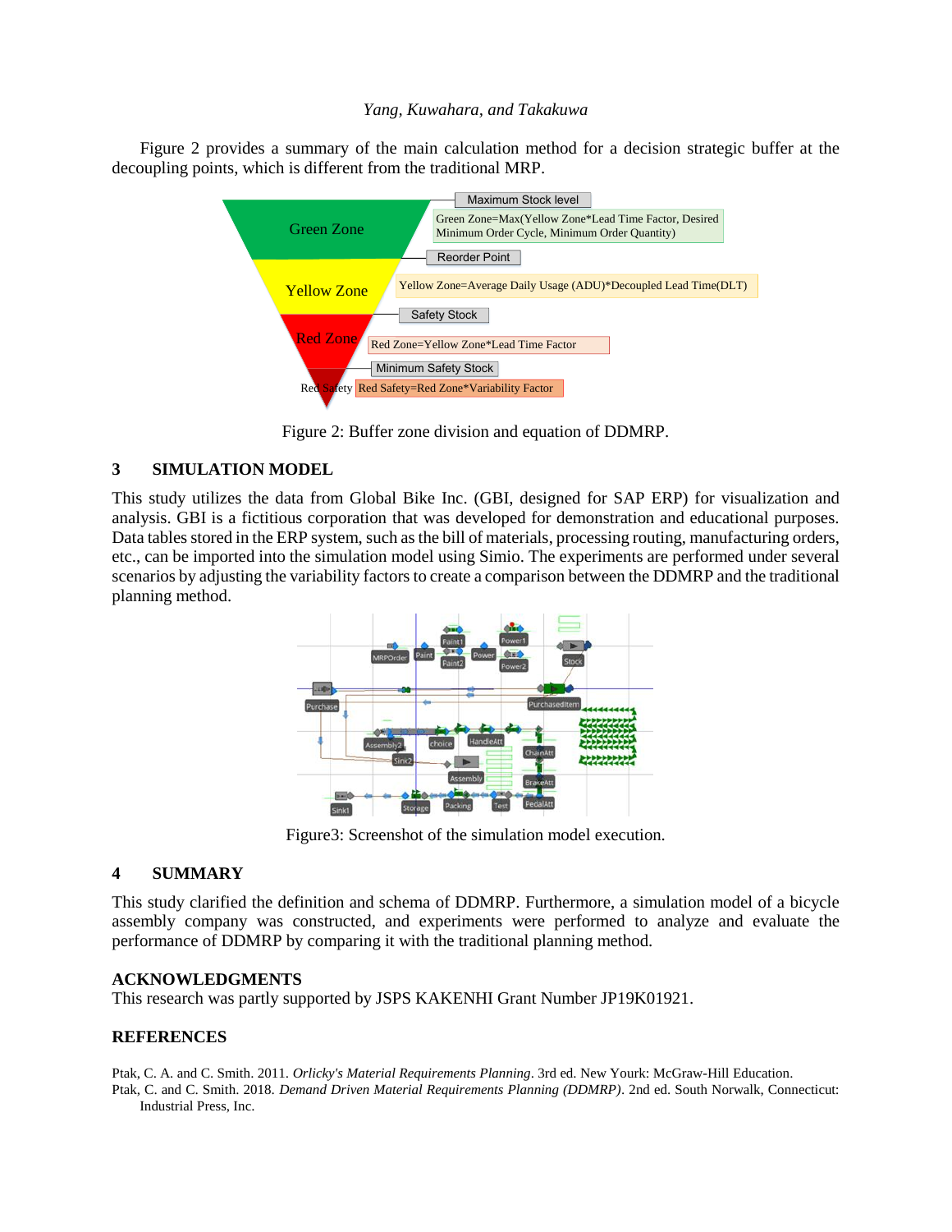Figure 2 provides a summary of the main calculation method for a decision strategic buffer at the decoupling points, which is different from the traditional MRP.

Green Zone

Maximum Stock level

Green Zone=Max(Yellow Zone*Lead Time Factor, Desired Minimum Order Cycle, Minimum Order Quantity)

Reorder Point

Yellow Zone

Yellow Zone=Average Daily Usage (ADU)*Decoupled Lead Time(DLT)

Safety Stock

Red Zone

Red Zone=Yellow Zone*Lead Time Factor

Minimum Safety Stock

Red Safety

Red Safety=Red Zone*Variability Factor

Figure 2: Buffer zone division and equation of DDMRP.

## 3 SIMULATION MODEL

This study utilizes the data from Global Bike Inc. (GBI, designed for SAP ERP) for visualization and analysis. GBI is a fictitious corporation that was developed for demonstration and educational purposes. Data tables stored in the ERP system, such as the bill of materials, processing routing, manufacturing orders, etc., can be imported into the simulation model using Simio. The experiments are performed under several scenarios by adjusting the variability factors to create a comparison between the DDMRP and the traditional planning method.

Paint1

Power1

MRPOrder

Paint

Power

Paint2

Power2

Stock

Purchase

PurchasedItem

Assembly2

choice

HandleAtt

ChainAtt

Sink2

Assembly

BrakeAtt

Sink1

Storage

Packing

Test

PedalAtt

Figure3: Screenshot of the simulation model execution.

## 4 SUMMARY

This study clarified the definition and schema of DDMRP. Furthermore, a simulation model of a bicycle assembly company was constructed, and experiments were performed to analyze and evaluate the performance of DDMRP by comparing it with the traditional planning method.

## ACKNOWLEDGMENTS

This research was partly supported by JSPS KAKENHI Grant Number JP19K01921.

## REFERENCES

Ptak, C. A. and C. Smith. 2011. *Orlicky's Material Requirements Planning*. 3rd ed. New Yourk: McGraw-Hill Education.

Ptak, C. and C. Smith. 2018. *Demand Driven Material Requirements Planning (DDMRP)*. 2nd ed. South Norwalk, Connecticut: Industrial Press, Inc.